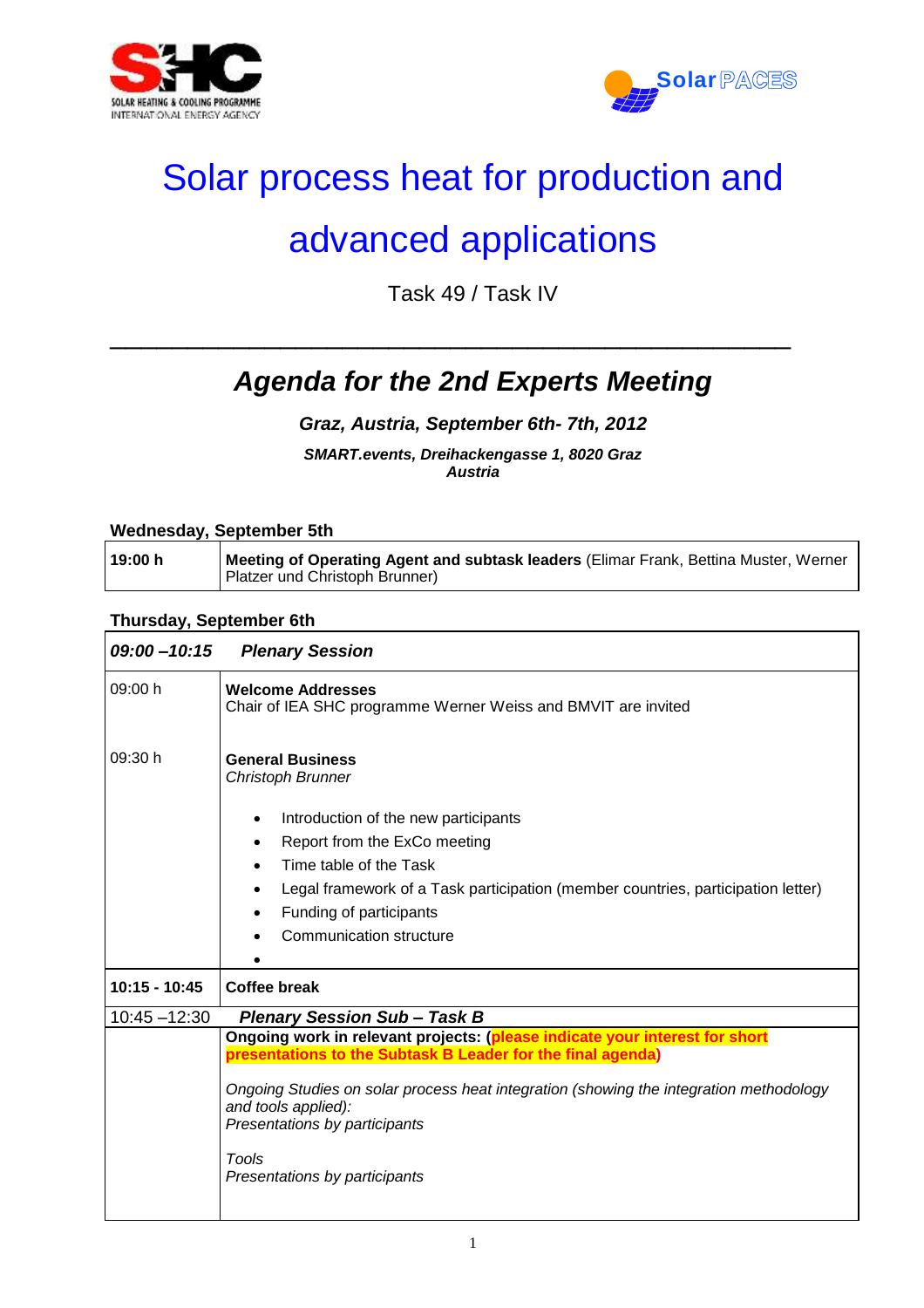# Solar process heat for production and advanced applications

Task 49 / Task IV

---

## *Agenda for the 2nd Experts Meeting*

***Graz, Austria, September 6th- 7th, 2012***

***SMART.events, Dreihackengasse 1, 8020 Graz Austria***

**Wednesday, September 5th**

| | |
|---|---|
| **19:00 h** | **Meeting of Operating Agent and subtask leaders** (Elimar Frank, Bettina Muster, Werner Platzer und Christoph Brunner) |

**Thursday, September 6th**

| ***09:00 –10:15*** | ***Plenary Session*** |
|---|---|
| 09:00 h | **Welcome Addresses**<br>Chair of IEA SHC programme Werner Weiss and BMVIT are invited |
| 09:30 h | **General Business**<br>*Christoph Brunner*<br>• Introduction of the new participants<br>• Report from the ExCo meeting<br>• Time table of the Task<br>• Legal framework of a Task participation (member countries, participation letter)<br>• Funding of participants<br>• Communication structure<br>• |
| **10:15 - 10:45** | **Coffee break** |
| 10:45 –12:30 | ***Plenary Session Sub – Task B*** |
| | **Ongoing work in relevant projects: (please indicate your interest for short presentations to the Subtask B Leader for the final agenda)**<br><br>*Ongoing Studies on solar process heat integration (showing the integration methodology and tools applied):*<br>*Presentations by participants*<br><br>*Tools*<br>*Presentations by participants* |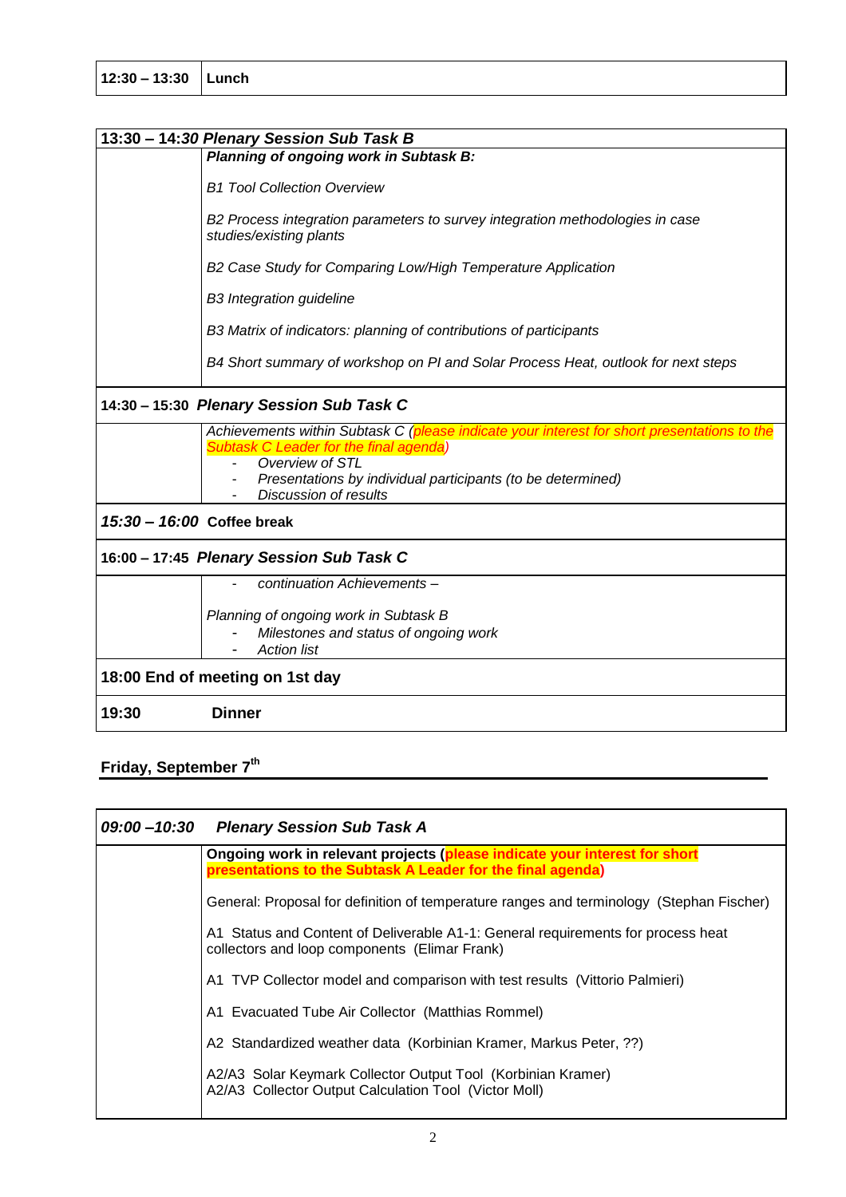| 12:30 – 13:30 | **Lunch** |
|---|---|

| **13:30 – 14:*30 Plenary Session Sub Task B*** | |
|---|---|
| | ***Planning of ongoing work in Subtask B:*** |
| | *B1 Tool Collection Overview* |
| | *B2 Process integration parameters to survey integration methodologies in case studies/existing plants* |
| | *B2 Case Study for Comparing Low/High Temperature Application* |
| | *B3 Integration guideline* |
| | *B3 Matrix of indicators: planning of contributions of participants* |
| | *B4 Short summary of workshop on PI and Solar Process Heat, outlook for next steps* |
| **14:30 – 15:30 *Plenary Session Sub Task C*** | |
| | *Achievements within Subtask C (please indicate your interest for short presentations to the Subtask C Leader for the final agenda)*<br>- *Overview of STL*<br>- *Presentations by individual participants (to be determined)*<br>- *Discussion of results* |
| ***15:30 – 16:00* Coffee break** | |
| **16:00 – 17:45 *Plenary Session Sub Task C*** | |
| | - *continuation Achievements –*<br><br>*Planning of ongoing work in Subtask B*<br>- *Milestones and status of ongoing work*<br>- *Action list* |
| **18:00 End of meeting on 1st day** | |
| **19:30** | **Dinner** |

## Friday, September 7th

| ***09:00 –10:30*** | ***Plenary Session Sub Task A*** |
|---|---|
| | **Ongoing work in relevant projects (please indicate your interest for short presentations to the Subtask A Leader for the final agenda)** |
| | General: Proposal for definition of temperature ranges and terminology (Stephan Fischer) |
| | A1 Status and Content of Deliverable A1-1: General requirements for process heat collectors and loop components (Elimar Frank) |
| | A1 TVP Collector model and comparison with test results (Vittorio Palmieri) |
| | A1 Evacuated Tube Air Collector (Matthias Rommel) |
| | A2 Standardized weather data (Korbinian Kramer, Markus Peter, ??) |
| | A2/A3 Solar Keymark Collector Output Tool (Korbinian Kramer)<br>A2/A3 Collector Output Calculation Tool (Victor Moll) |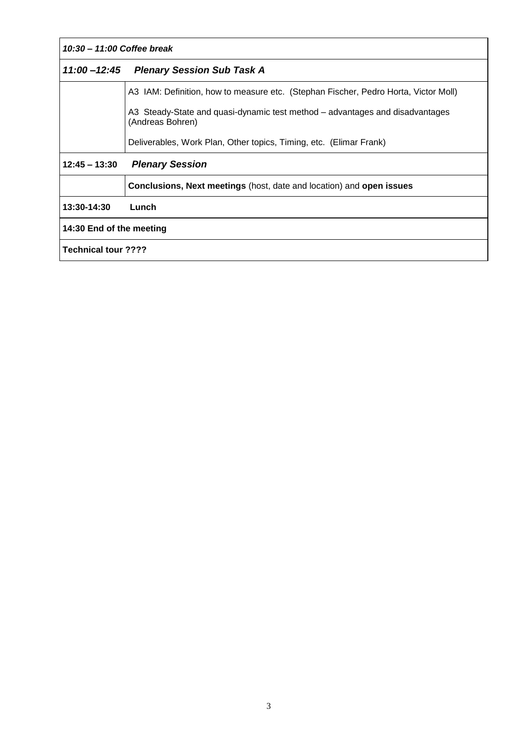| | |
|---|---|
| ***10:30 – 11:00 Coffee break*** | |
| ***11:00 –12:45 Plenary Session Sub Task A*** | |
| | A3 IAM: Definition, how to measure etc. (Stephan Fischer, Pedro Horta, Victor Moll) |
| | A3 Steady-State and quasi-dynamic test method – advantages and disadvantages (Andreas Bohren) |
| | Deliverables, Work Plan, Other topics, Timing, etc. (Elimar Frank) |
| **12:45 – 13:30** ***Plenary Session*** | |
| | **Conclusions, Next meetings** (host, date and location) and **open issues** |
| **13:30-14:30 Lunch** | |
| **14:30 End of the meeting** | |
| **Technical tour ????** | |